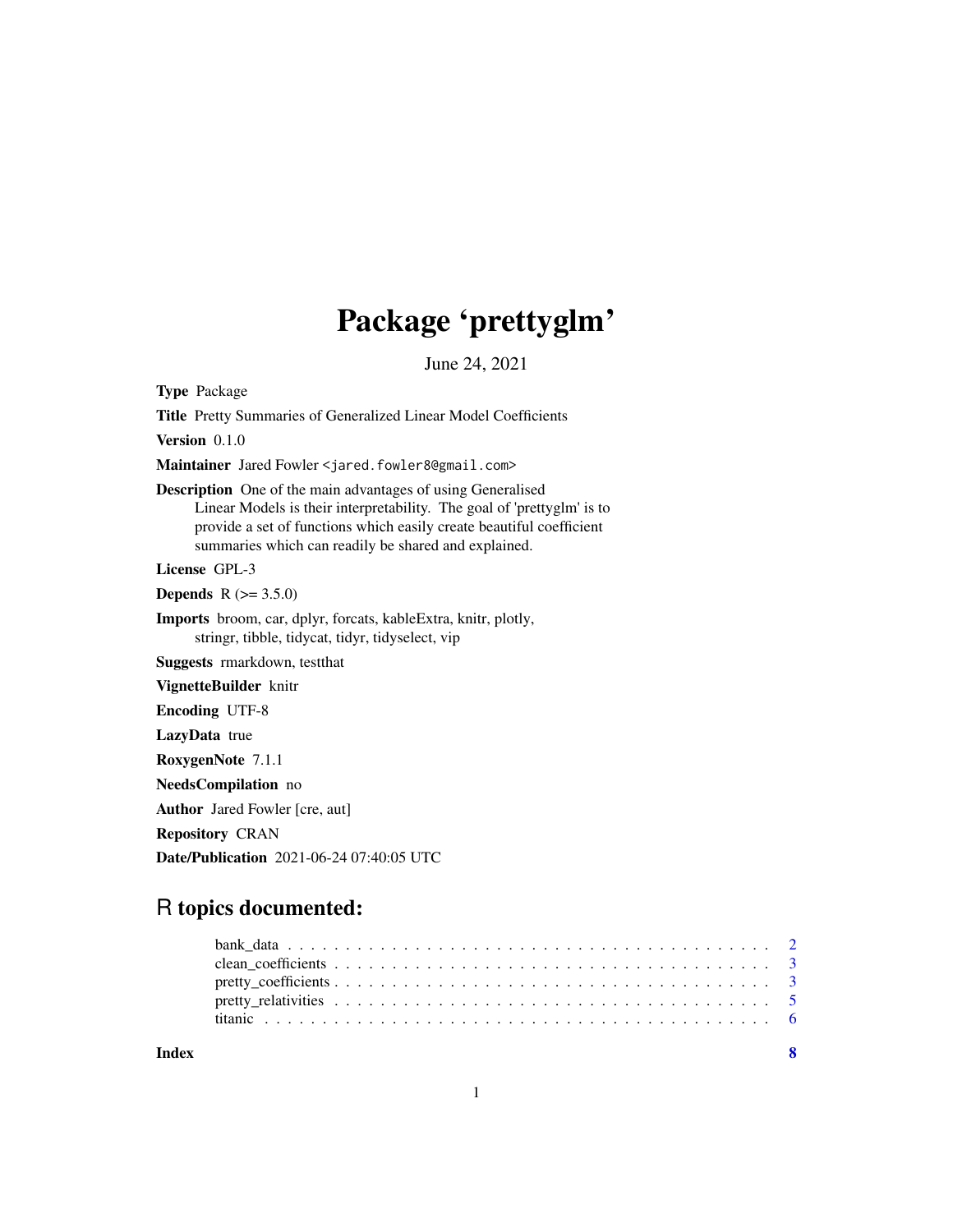# Package 'prettyglm'

June 24, 2021

**Type** Package

**Title** Pretty Summaries of Generalized Linear Model Coefficients

**Version** 0.1.0

**Maintainer** Jared Fowler <jared.fowler8@gmail.com>

**Description** One of the main advantages of using Generalised Linear Models is their interpretability. The goal of 'prettyglm' is to provide a set of functions which easily create beautiful coefficient summaries which can readily be shared and explained.

**License** GPL-3

**Depends** R (>= 3.5.0)

**Imports** broom, car, dplyr, forcats, kableExtra, knitr, plotly, stringr, tibble, tidycat, tidyr, tidyselect, vip

**Suggests** rmarkdown, testthat

**VignetteBuilder** knitr

**Encoding** UTF-8

**LazyData** true

**RoxygenNote** 7.1.1

**NeedsCompilation** no

**Author** Jared Fowler [cre, aut]

**Repository** CRAN

**Date/Publication** 2021-06-24 07:40:05 UTC

## R topics documented:

| | |
|---|---|
| bank_data | 2 |
| clean_coefficients | 3 |
| pretty_coefficients | 3 |
| pretty_relativities | 5 |
| titanic | 6 |
| **Index** | **8** |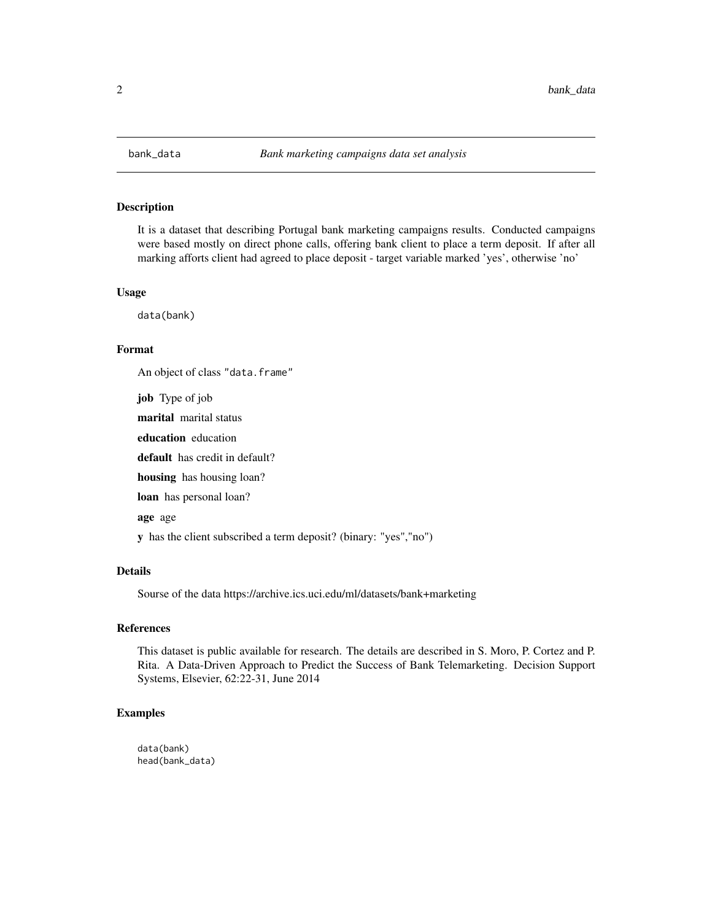bank_data *Bank marketing campaigns data set analysis*

## Description

It is a dataset that describing Portugal bank marketing campaigns results. Conducted campaigns were based mostly on direct phone calls, offering bank client to place a term deposit. If after all marking afforts client had agreed to place deposit - target variable marked 'yes', otherwise 'no'

## Usage

```
data(bank)
```

## Format

An object of class "data.frame"

**job** Type of job

**marital** marital status

**education** education

**default** has credit in default?

**housing** has housing loan?

**loan** has personal loan?

**age** age

**y** has the client subscribed a term deposit? (binary: "yes","no")

## Details

Sourse of the data https://archive.ics.uci.edu/ml/datasets/bank+marketing

## References

This dataset is public available for research. The details are described in S. Moro, P. Cortez and P. Rita. A Data-Driven Approach to Predict the Success of Bank Telemarketing. Decision Support Systems, Elsevier, 62:22-31, June 2014

## Examples

```
data(bank)
head(bank_data)
```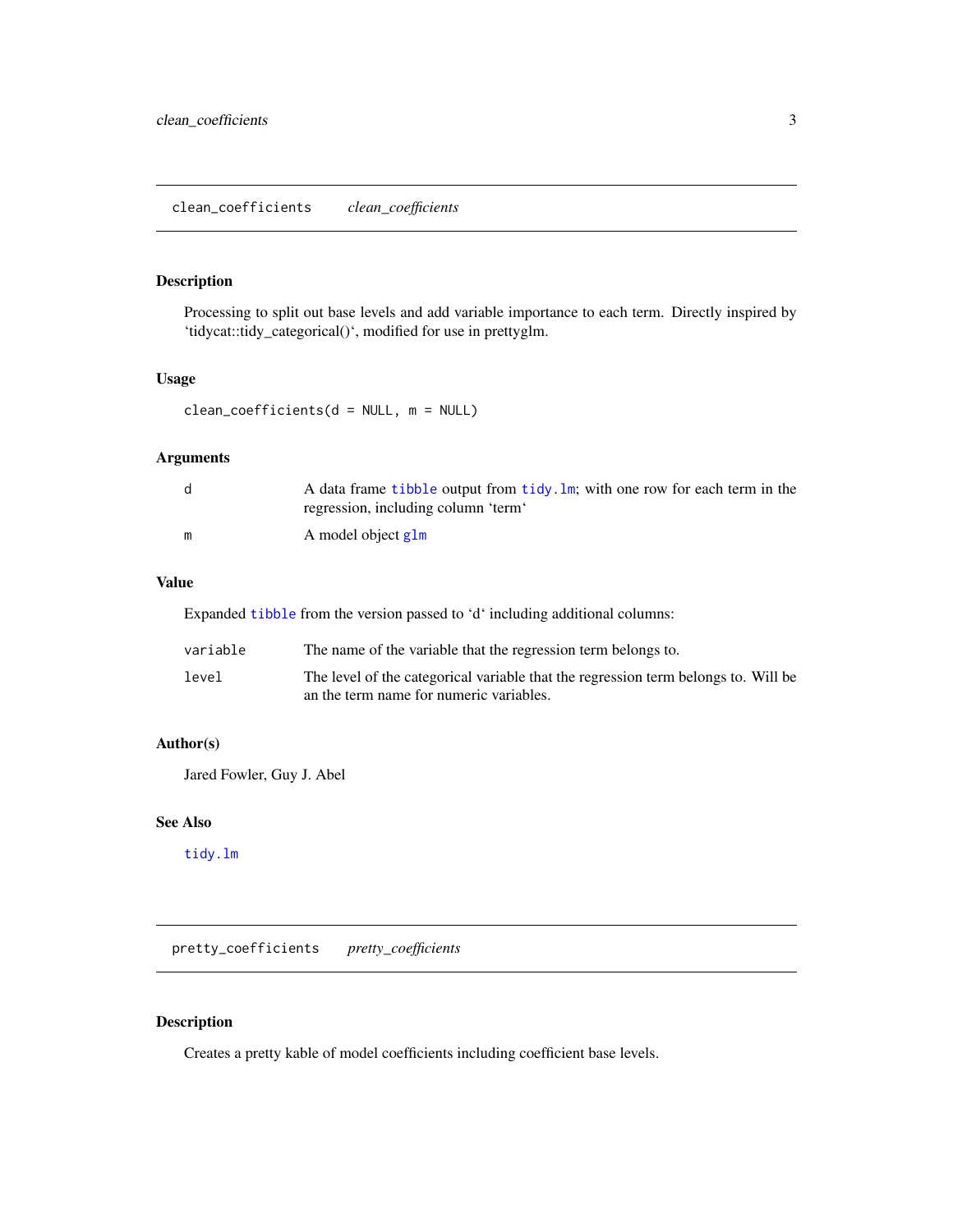## clean_coefficients — *clean_coefficients*

### Description

Processing to split out base levels and add variable importance to each term. Directly inspired by 'tidycat::tidy_categorical()', modified for use in prettyglm.

### Usage

```
clean_coefficients(d = NULL, m = NULL)
```

### Arguments

| | |
|---|---|
| `d` | A data frame `tibble` output from `tidy.lm`; with one row for each term in the regression, including column 'term' |
| `m` | A model object `glm` |

### Value

Expanded `tibble` from the version passed to 'd' including additional columns:

| | |
|---|---|
| `variable` | The name of the variable that the regression term belongs to. |
| `level` | The level of the categorical variable that the regression term belongs to. Will be an the term name for numeric variables. |

### Author(s)

Jared Fowler, Guy J. Abel

### See Also

`tidy.lm`

## pretty_coefficients — *pretty_coefficients*

### Description

Creates a pretty kable of model coefficients including coefficient base levels.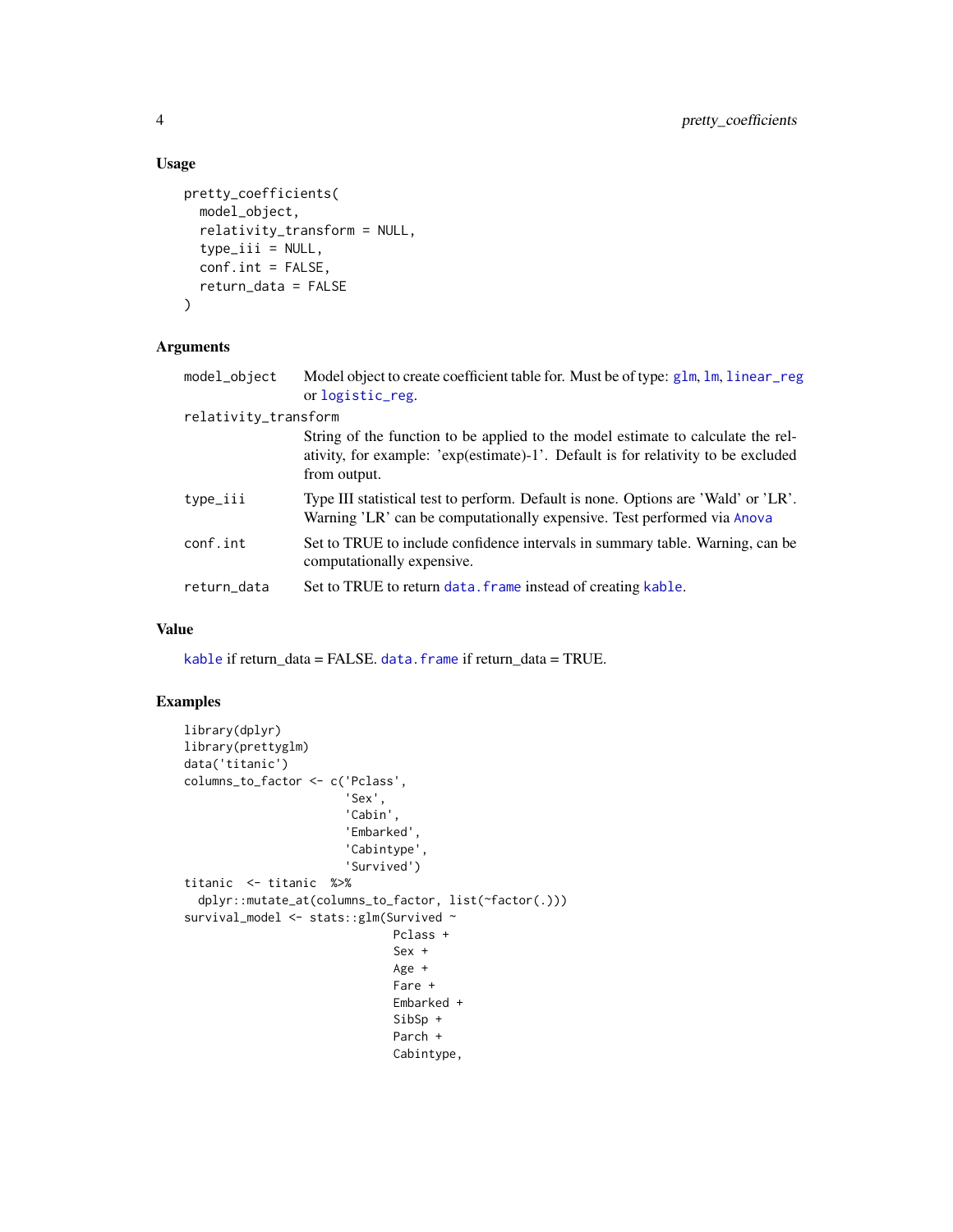### Usage

```
pretty_coefficients(
  model_object,
  relativity_transform = NULL,
  type_iii = NULL,
  conf.int = FALSE,
  return_data = FALSE
)
```

### Arguments

| | |
|---|---|
| model_object | Model object to create coefficient table for. Must be of type: glm, lm, linear_reg or logistic_reg. |
| relativity_transform | String of the function to be applied to the model estimate to calculate the relativity, for example: 'exp(estimate)-1'. Default is for relativity to be excluded from output. |
| type_iii | Type III statistical test to perform. Default is none. Options are 'Wald' or 'LR'. Warning 'LR' can be computationally expensive. Test performed via Anova |
| conf.int | Set to TRUE to include confidence intervals in summary table. Warning, can be computationally expensive. |
| return_data | Set to TRUE to return data.frame instead of creating kable. |

### Value

kable if return_data = FALSE. data.frame if return_data = TRUE.

### Examples

```
library(dplyr)
library(prettyglm)
data('titanic')
columns_to_factor <- c('Pclass',
                       'Sex',
                       'Cabin',
                       'Embarked',
                       'Cabintype',
                       'Survived')
titanic  <- titanic  %>%
  dplyr::mutate_at(columns_to_factor, list(~factor(.)))
survival_model <- stats::glm(Survived ~
                              Pclass +
                              Sex +
                              Age +
                              Fare +
                              Embarked +
                              SibSp +
                              Parch +
                              Cabintype,
```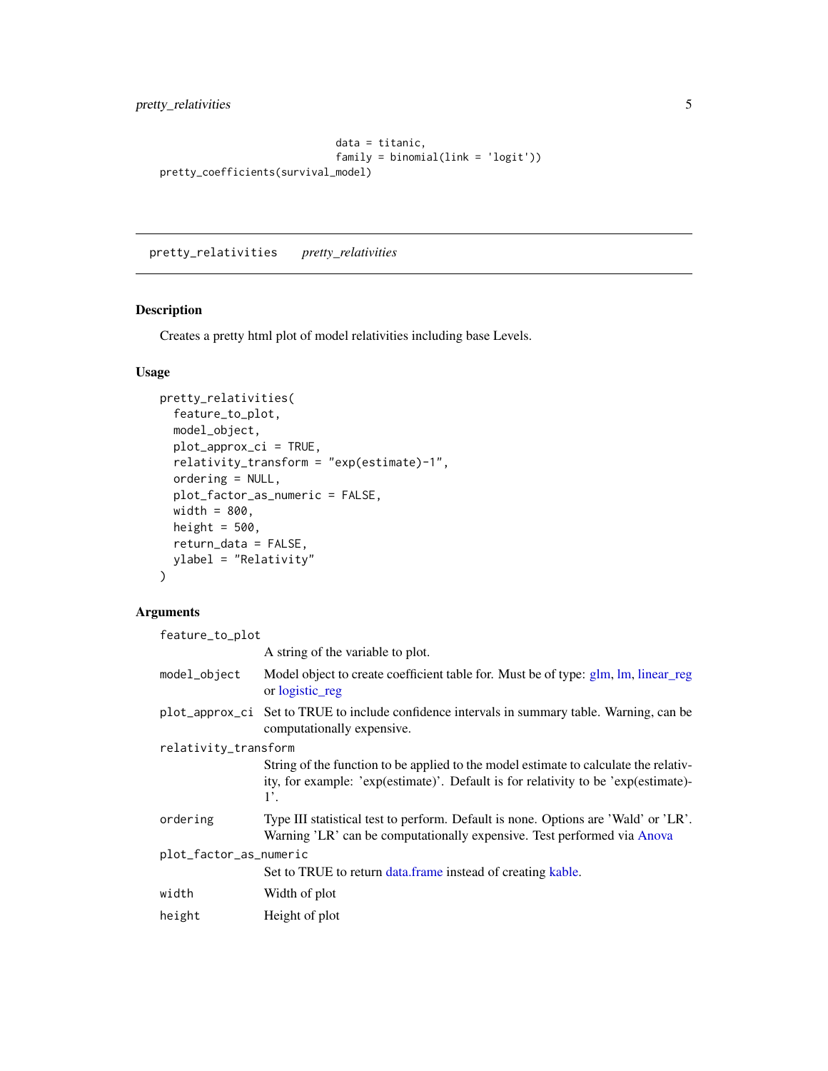```
                              data = titanic,
                              family = binomial(link = 'logit'))
pretty_coefficients(survival_model)
```

## pretty_relativities    *pretty_relativities*

### Description

Creates a pretty html plot of model relativities including base Levels.

### Usage

```
pretty_relativities(
  feature_to_plot,
  model_object,
  plot_approx_ci = TRUE,
  relativity_transform = "exp(estimate)-1",
  ordering = NULL,
  plot_factor_as_numeric = FALSE,
  width = 800,
  height = 500,
  return_data = FALSE,
  ylabel = "Relativity"
)
```

### Arguments

| | |
|---|---|
| `feature_to_plot` | A string of the variable to plot. |
| `model_object` | Model object to create coefficient table for. Must be of type: glm, lm, linear_reg or logistic_reg |
| `plot_approx_ci` | Set to TRUE to include confidence intervals in summary table. Warning, can be computationally expensive. |
| `relativity_transform` | String of the function to be applied to the model estimate to calculate the relativity, for example: 'exp(estimate)'. Default is for relativity to be 'exp(estimate)-1'. |
| `ordering` | Type III statistical test to perform. Default is none. Options are 'Wald' or 'LR'. Warning 'LR' can be computationally expensive. Test performed via Anova |
| `plot_factor_as_numeric` | Set to TRUE to return data.frame instead of creating kable. |
| `width` | Width of plot |
| `height` | Height of plot |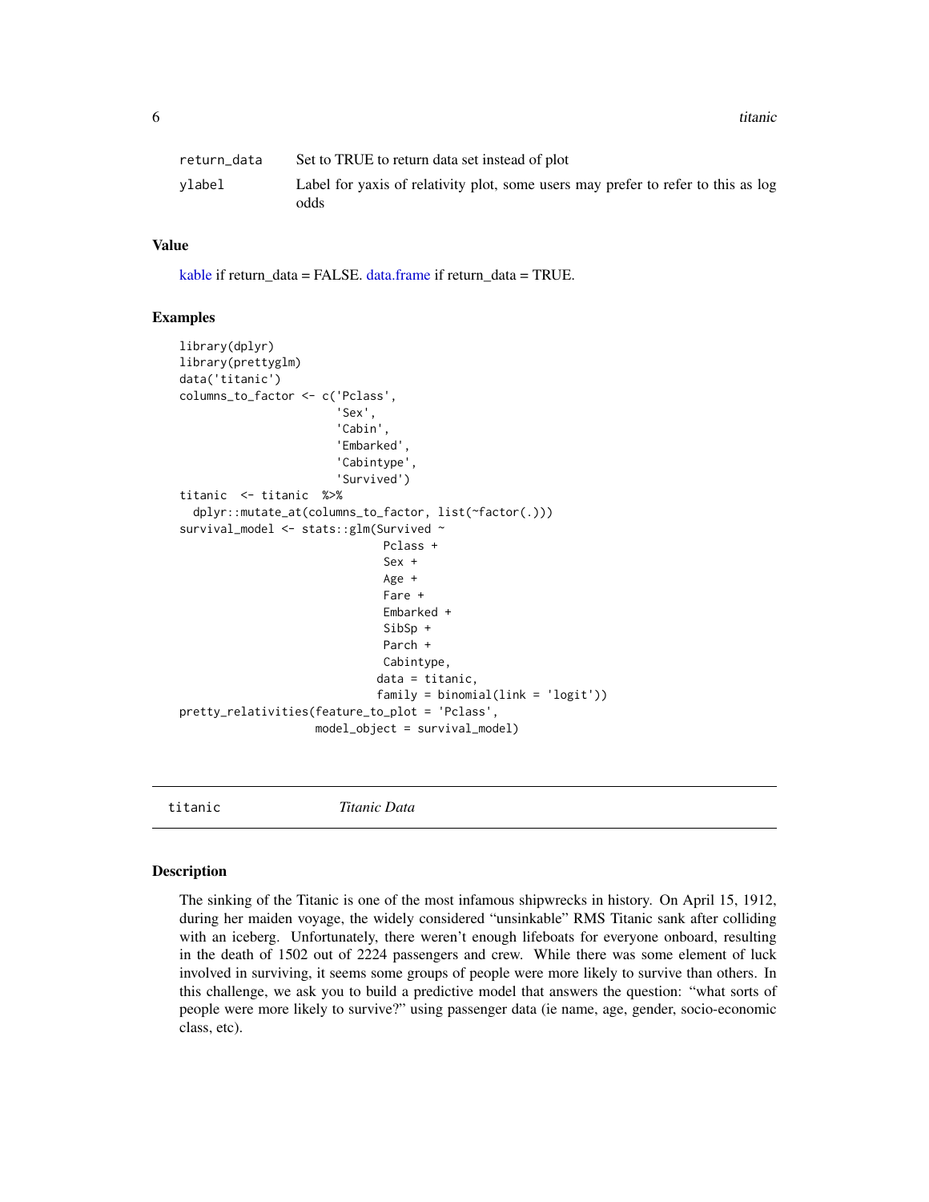| | |
|---|---|
| return_data | Set to TRUE to return data set instead of plot |
| ylabel | Label for yaxis of relativity plot, some users may prefer to refer to this as log odds |

### Value

kable if return_data = FALSE. data.frame if return_data = TRUE.

### Examples

```
library(dplyr)
library(prettyglm)
data('titanic')
columns_to_factor <- c('Pclass',
                       'Sex',
                       'Cabin',
                       'Embarked',
                       'Cabintype',
                       'Survived')
titanic  <- titanic  %>%
  dplyr::mutate_at(columns_to_factor, list(~factor(.)))
survival_model <- stats::glm(Survived ~
                              Pclass +
                              Sex +
                              Age +
                              Fare +
                              Embarked +
                              SibSp +
                              Parch +
                              Cabintype,
                             data = titanic,
                             family = binomial(link = 'logit'))
pretty_relativities(feature_to_plot = 'Pclass',
                    model_object = survival_model)
```

---

## titanic *Titanic Data*

### Description

The sinking of the Titanic is one of the most infamous shipwrecks in history. On April 15, 1912, during her maiden voyage, the widely considered "unsinkable" RMS Titanic sank after colliding with an iceberg. Unfortunately, there weren't enough lifeboats for everyone onboard, resulting in the death of 1502 out of 2224 passengers and crew. While there was some element of luck involved in surviving, it seems some groups of people were more likely to survive than others. In this challenge, we ask you to build a predictive model that answers the question: "what sorts of people were more likely to survive?" using passenger data (ie name, age, gender, socio-economic class, etc).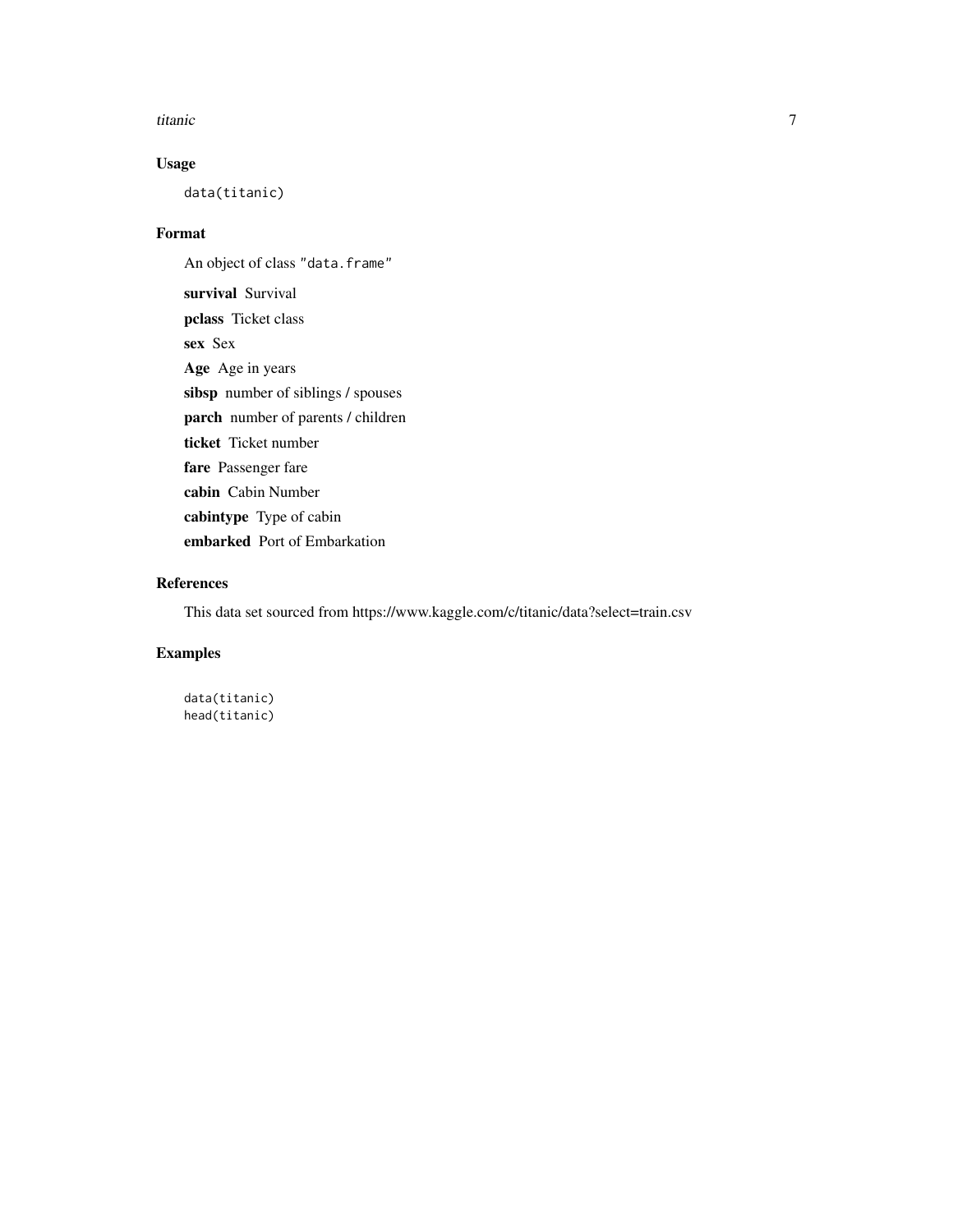## Usage

```
data(titanic)
```

## Format

An object of class "data.frame"

**survival** Survival

**pclass** Ticket class

**sex** Sex

**Age** Age in years

**sibsp** number of siblings / spouses

**parch** number of parents / children

**ticket** Ticket number

**fare** Passenger fare

**cabin** Cabin Number

**cabintype** Type of cabin

**embarked** Port of Embarkation

## References

This data set sourced from https://www.kaggle.com/c/titanic/data?select=train.csv

## Examples

```
data(titanic)
head(titanic)
```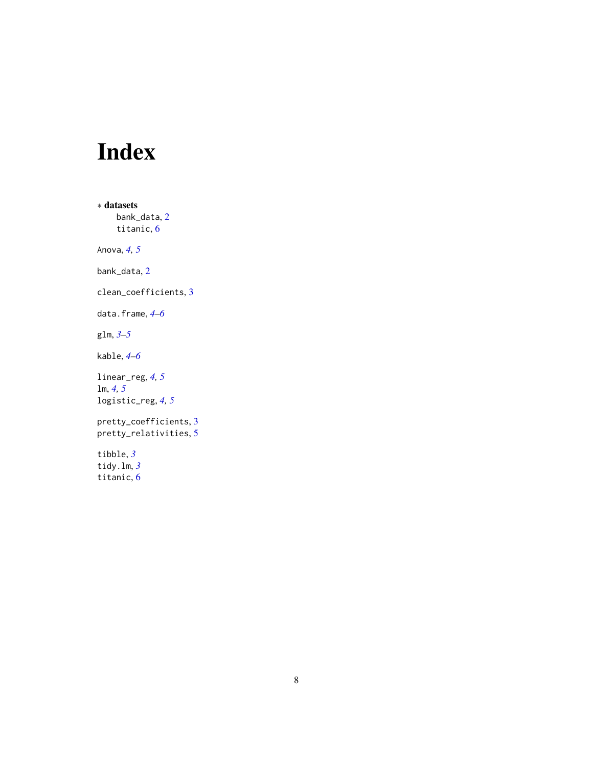# Index

∗ **datasets**
    bank_data, 2
    titanic, 6

Anova, *4, 5*

bank_data, 2

clean_coefficients, 3

data.frame, *4–6*

glm, *3–5*

kable, *4–6*

linear_reg, *4, 5*
lm, *4, 5*
logistic_reg, *4, 5*

pretty_coefficients, 3
pretty_relativities, 5

tibble, *3*
tidy.lm, *3*
titanic, 6